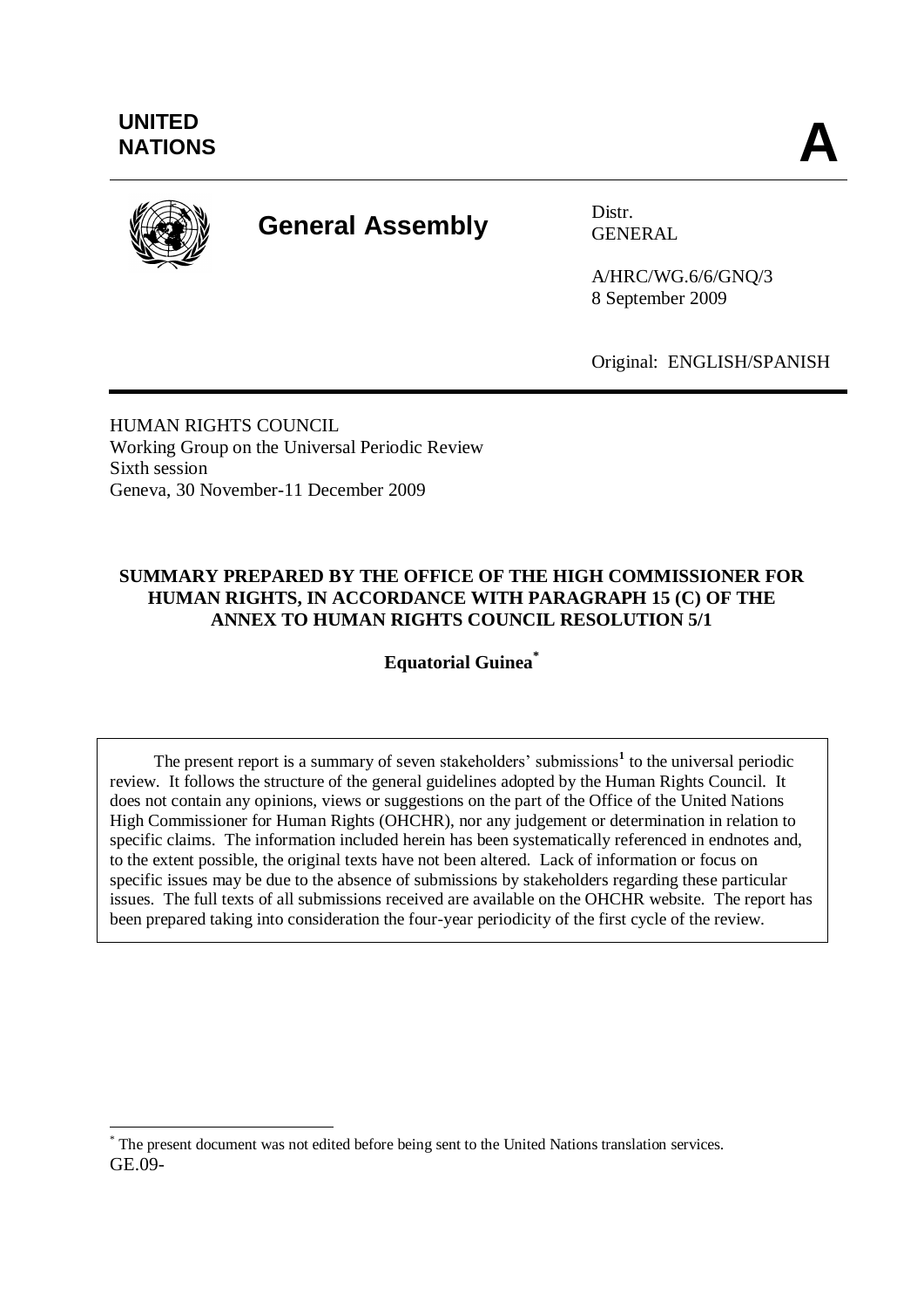UNITED NATIONS

**A**

# General Assembly

Distr.
GENERAL

A/HRC/WG.6/6/GNQ/3
8 September 2009

Original: ENGLISH/SPANISH

HUMAN RIGHTS COUNCIL
Working Group on the Universal Periodic Review
Sixth session
Geneva, 30 November-11 December 2009

**SUMMARY PREPARED BY THE OFFICE OF THE HIGH COMMISSIONER FOR HUMAN RIGHTS, IN ACCORDANCE WITH PARAGRAPH 15 (C) OF THE ANNEX TO HUMAN RIGHTS COUNCIL RESOLUTION 5/1**

**Equatorial Guinea***

The present report is a summary of seven stakeholders' submissions[1] to the universal periodic review. It follows the structure of the general guidelines adopted by the Human Rights Council. It does not contain any opinions, views or suggestions on the part of the Office of the United Nations High Commissioner for Human Rights (OHCHR), nor any judgement or determination in relation to specific claims. The information included herein has been systematically referenced in endnotes and, to the extent possible, the original texts have not been altered. Lack of information or focus on specific issues may be due to the absence of submissions by stakeholders regarding these particular issues. The full texts of all submissions received are available on the OHCHR website. The report has been prepared taking into consideration the four-year periodicity of the first cycle of the review.

\* The present document was not edited before being sent to the United Nations translation services.

GE.09-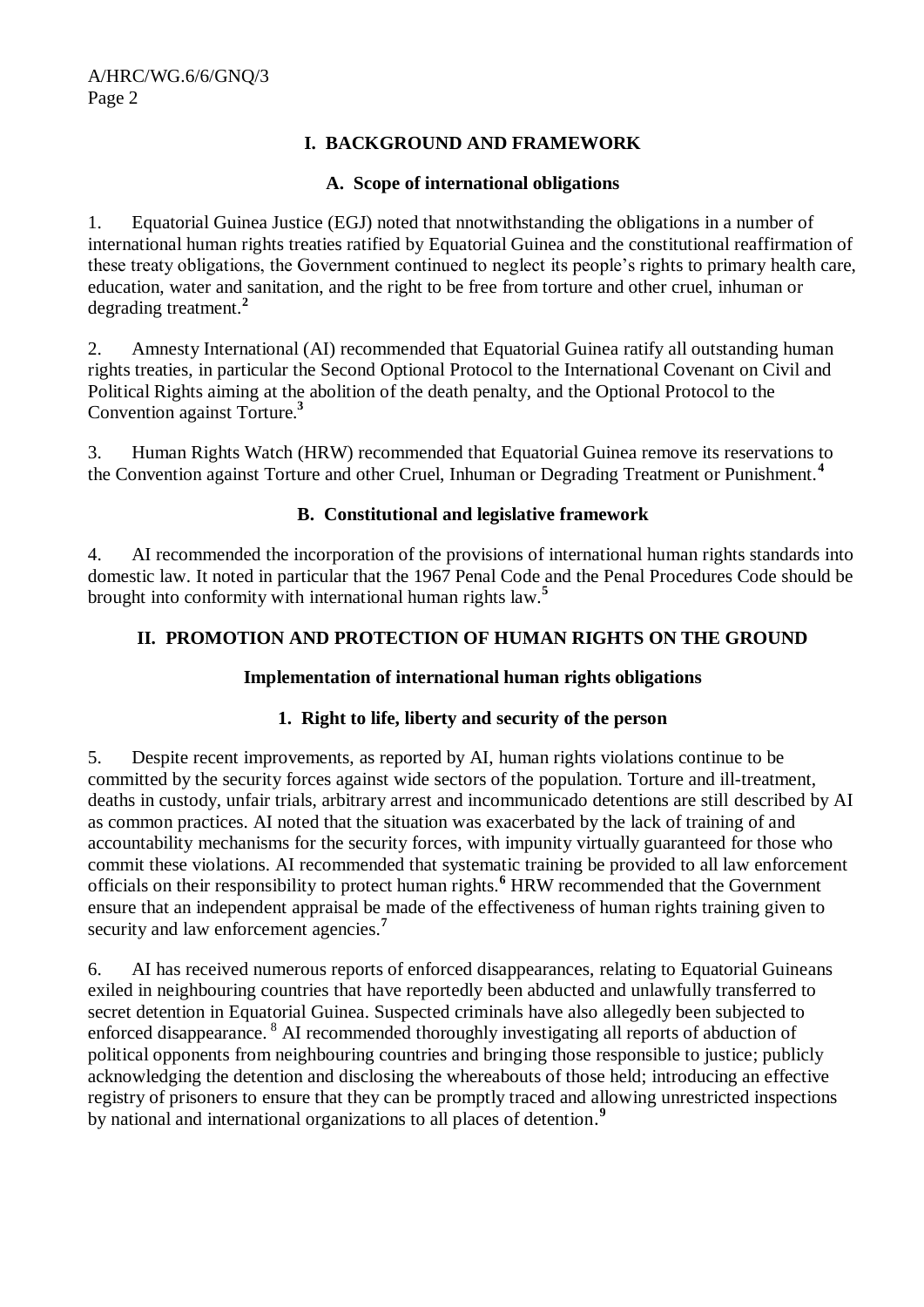## I. BACKGROUND AND FRAMEWORK

### A. Scope of international obligations

1. Equatorial Guinea Justice (EGJ) noted that nnotwithstanding the obligations in a number of international human rights treaties ratified by Equatorial Guinea and the constitutional reaffirmation of these treaty obligations, the Government continued to neglect its people's rights to primary health care, education, water and sanitation, and the right to be free from torture and other cruel, inhuman or degrading treatment.[2]

2. Amnesty International (AI) recommended that Equatorial Guinea ratify all outstanding human rights treaties, in particular the Second Optional Protocol to the International Covenant on Civil and Political Rights aiming at the abolition of the death penalty, and the Optional Protocol to the Convention against Torture.[3]

3. Human Rights Watch (HRW) recommended that Equatorial Guinea remove its reservations to the Convention against Torture and other Cruel, Inhuman or Degrading Treatment or Punishment.[4]

### B. Constitutional and legislative framework

4. AI recommended the incorporation of the provisions of international human rights standards into domestic law. It noted in particular that the 1967 Penal Code and the Penal Procedures Code should be brought into conformity with international human rights law.[5]

## II. PROMOTION AND PROTECTION OF HUMAN RIGHTS ON THE GROUND

### Implementation of international human rights obligations

#### 1. Right to life, liberty and security of the person

5. Despite recent improvements, as reported by AI, human rights violations continue to be committed by the security forces against wide sectors of the population. Torture and ill-treatment, deaths in custody, unfair trials, arbitrary arrest and incommunicado detentions are still described by AI as common practices. AI noted that the situation was exacerbated by the lack of training of and accountability mechanisms for the security forces, with impunity virtually guaranteed for those who commit these violations. AI recommended that systematic training be provided to all law enforcement officials on their responsibility to protect human rights.[6] HRW recommended that the Government ensure that an independent appraisal be made of the effectiveness of human rights training given to security and law enforcement agencies.[7]

6. AI has received numerous reports of enforced disappearances, relating to Equatorial Guineans exiled in neighbouring countries that have reportedly been abducted and unlawfully transferred to secret detention in Equatorial Guinea. Suspected criminals have also allegedly been subjected to enforced disappearance.[8] AI recommended thoroughly investigating all reports of abduction of political opponents from neighbouring countries and bringing those responsible to justice; publicly acknowledging the detention and disclosing the whereabouts of those held; introducing an effective registry of prisoners to ensure that they can be promptly traced and allowing unrestricted inspections by national and international organizations to all places of detention.[9]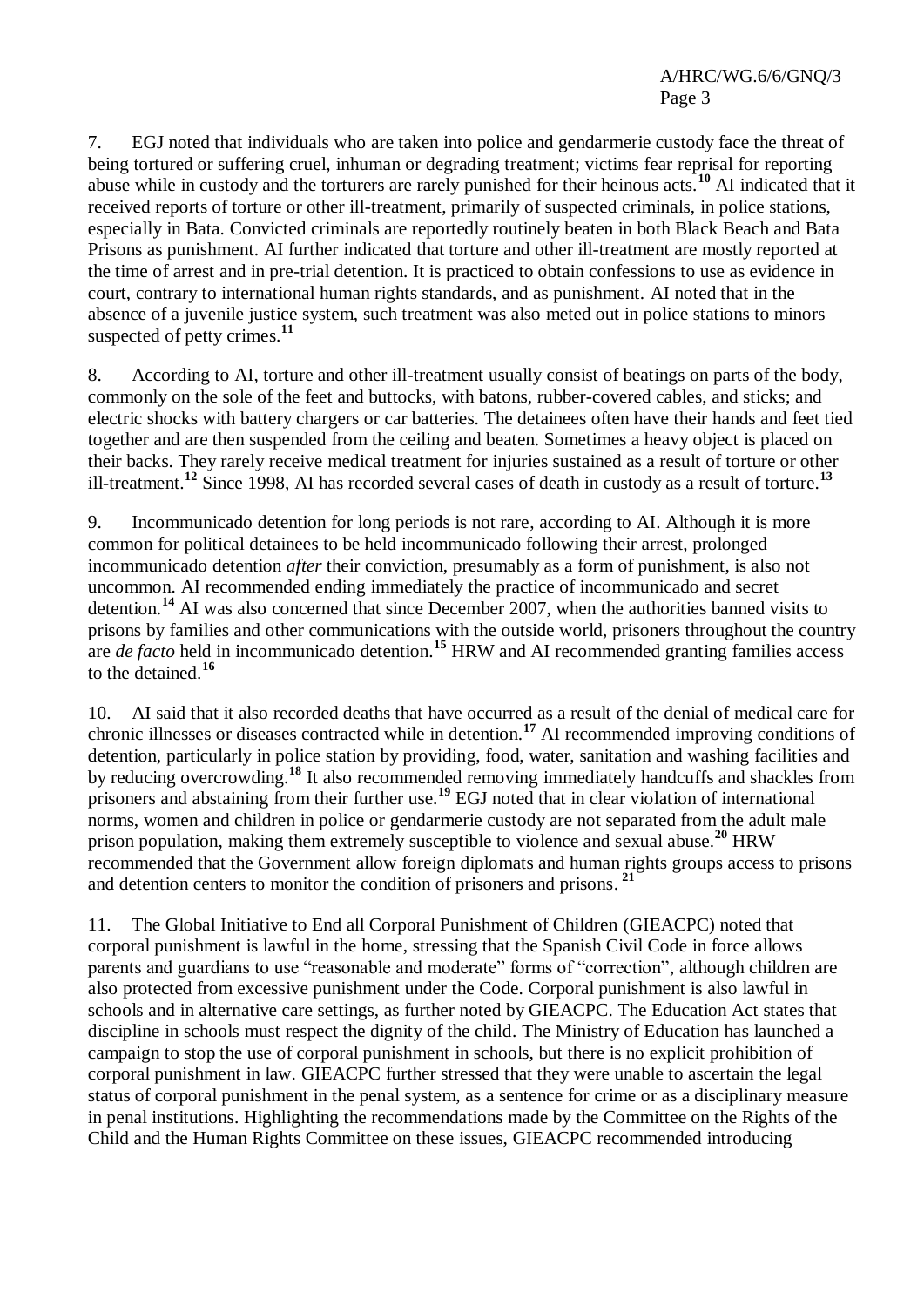7. EGJ noted that individuals who are taken into police and gendarmerie custody face the threat of being tortured or suffering cruel, inhuman or degrading treatment; victims fear reprisal for reporting abuse while in custody and the torturers are rarely punished for their heinous acts.[10] AI indicated that it received reports of torture or other ill-treatment, primarily of suspected criminals, in police stations, especially in Bata. Convicted criminals are reportedly routinely beaten in both Black Beach and Bata Prisons as punishment. AI further indicated that torture and other ill-treatment are mostly reported at the time of arrest and in pre-trial detention. It is practiced to obtain confessions to use as evidence in court, contrary to international human rights standards, and as punishment. AI noted that in the absence of a juvenile justice system, such treatment was also meted out in police stations to minors suspected of petty crimes.[11]

8. According to AI, torture and other ill-treatment usually consist of beatings on parts of the body, commonly on the sole of the feet and buttocks, with batons, rubber-covered cables, and sticks; and electric shocks with battery chargers or car batteries. The detainees often have their hands and feet tied together and are then suspended from the ceiling and beaten. Sometimes a heavy object is placed on their backs. They rarely receive medical treatment for injuries sustained as a result of torture or other ill-treatment.[12] Since 1998, AI has recorded several cases of death in custody as a result of torture.[13]

9. Incommunicado detention for long periods is not rare, according to AI. Although it is more common for political detainees to be held incommunicado following their arrest, prolonged incommunicado detention *after* their conviction, presumably as a form of punishment, is also not uncommon. AI recommended ending immediately the practice of incommunicado and secret detention.[14] AI was also concerned that since December 2007, when the authorities banned visits to prisons by families and other communications with the outside world, prisoners throughout the country are *de facto* held in incommunicado detention.[15] HRW and AI recommended granting families access to the detained.[16]

10. AI said that it also recorded deaths that have occurred as a result of the denial of medical care for chronic illnesses or diseases contracted while in detention.[17] AI recommended improving conditions of detention, particularly in police station by providing, food, water, sanitation and washing facilities and by reducing overcrowding.[18] It also recommended removing immediately handcuffs and shackles from prisoners and abstaining from their further use.[19] EGJ noted that in clear violation of international norms, women and children in police or gendarmerie custody are not separated from the adult male prison population, making them extremely susceptible to violence and sexual abuse.[20] HRW recommended that the Government allow foreign diplomats and human rights groups access to prisons and detention centers to monitor the condition of prisoners and prisons.[21]

11. The Global Initiative to End all Corporal Punishment of Children (GIEACPC) noted that corporal punishment is lawful in the home, stressing that the Spanish Civil Code in force allows parents and guardians to use "reasonable and moderate" forms of "correction", although children are also protected from excessive punishment under the Code. Corporal punishment is also lawful in schools and in alternative care settings, as further noted by GIEACPC. The Education Act states that discipline in schools must respect the dignity of the child. The Ministry of Education has launched a campaign to stop the use of corporal punishment in schools, but there is no explicit prohibition of corporal punishment in law. GIEACPC further stressed that they were unable to ascertain the legal status of corporal punishment in the penal system, as a sentence for crime or as a disciplinary measure in penal institutions. Highlighting the recommendations made by the Committee on the Rights of the Child and the Human Rights Committee on these issues, GIEACPC recommended introducing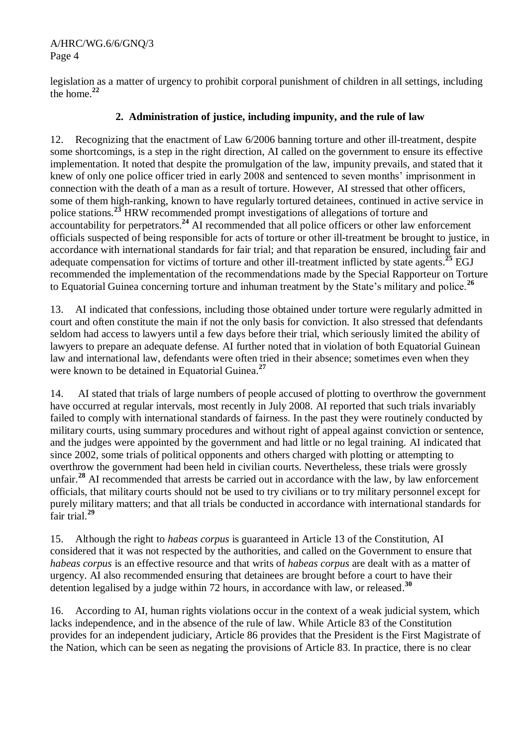legislation as a matter of urgency to prohibit corporal punishment of children in all settings, including the home.[22]

### 2. Administration of justice, including impunity, and the rule of law

12. Recognizing that the enactment of Law 6/2006 banning torture and other ill-treatment, despite some shortcomings, is a step in the right direction, AI called on the government to ensure its effective implementation. It noted that despite the promulgation of the law, impunity prevails, and stated that it knew of only one police officer tried in early 2008 and sentenced to seven months' imprisonment in connection with the death of a man as a result of torture. However, AI stressed that other officers, some of them high-ranking, known to have regularly tortured detainees, continued in active service in police stations.[23] HRW recommended prompt investigations of allegations of torture and accountability for perpetrators.[24] AI recommended that all police officers or other law enforcement officials suspected of being responsible for acts of torture or other ill-treatment be brought to justice, in accordance with international standards for fair trial; and that reparation be ensured, including fair and adequate compensation for victims of torture and other ill-treatment inflicted by state agents.[25] EGJ recommended the implementation of the recommendations made by the Special Rapporteur on Torture to Equatorial Guinea concerning torture and inhuman treatment by the State's military and police.[26]

13. AI indicated that confessions, including those obtained under torture were regularly admitted in court and often constitute the main if not the only basis for conviction. It also stressed that defendants seldom had access to lawyers until a few days before their trial, which seriously limited the ability of lawyers to prepare an adequate defense. AI further noted that in violation of both Equatorial Guinean law and international law, defendants were often tried in their absence; sometimes even when they were known to be detained in Equatorial Guinea.[27]

14. AI stated that trials of large numbers of people accused of plotting to overthrow the government have occurred at regular intervals, most recently in July 2008. AI reported that such trials invariably failed to comply with international standards of fairness. In the past they were routinely conducted by military courts, using summary procedures and without right of appeal against conviction or sentence, and the judges were appointed by the government and had little or no legal training. AI indicated that since 2002, some trials of political opponents and others charged with plotting or attempting to overthrow the government had been held in civilian courts. Nevertheless, these trials were grossly unfair.[28] AI recommended that arrests be carried out in accordance with the law, by law enforcement officials, that military courts should not be used to try civilians or to try military personnel except for purely military matters; and that all trials be conducted in accordance with international standards for fair trial.[29]

15. Although the right to *habeas corpus* is guaranteed in Article 13 of the Constitution, AI considered that it was not respected by the authorities, and called on the Government to ensure that *habeas corpus* is an effective resource and that writs of *habeas corpus* are dealt with as a matter of urgency. AI also recommended ensuring that detainees are brought before a court to have their detention legalised by a judge within 72 hours, in accordance with law, or released.[30]

16. According to AI, human rights violations occur in the context of a weak judicial system, which lacks independence, and in the absence of the rule of law. While Article 83 of the Constitution provides for an independent judiciary, Article 86 provides that the President is the First Magistrate of the Nation, which can be seen as negating the provisions of Article 83. In practice, there is no clear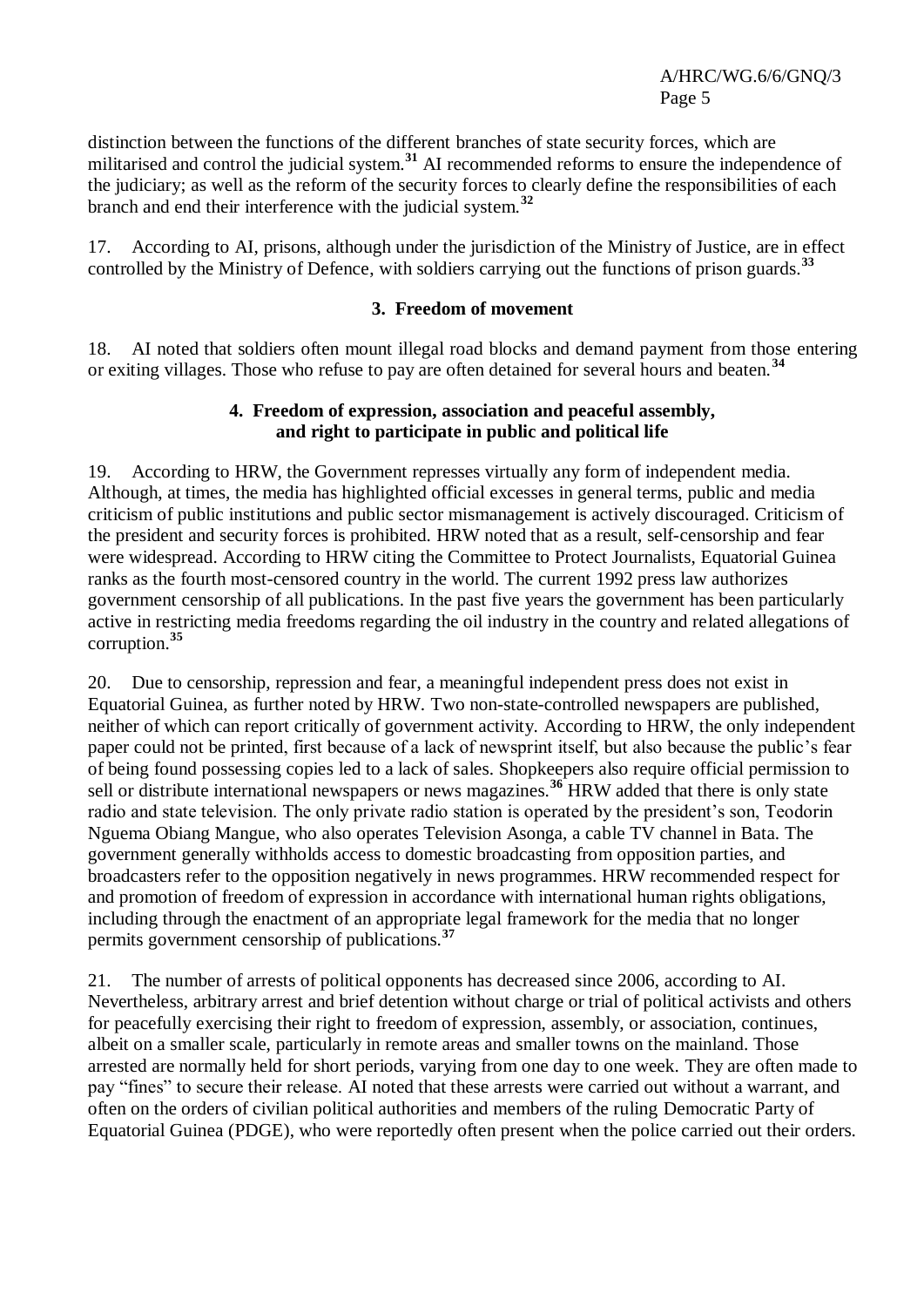distinction between the functions of the different branches of state security forces, which are militarised and control the judicial system.[31] AI recommended reforms to ensure the independence of the judiciary; as well as the reform of the security forces to clearly define the responsibilities of each branch and end their interference with the judicial system.[32]

17. According to AI, prisons, although under the jurisdiction of the Ministry of Justice, are in effect controlled by the Ministry of Defence, with soldiers carrying out the functions of prison guards.[33]

### 3. Freedom of movement

18. AI noted that soldiers often mount illegal road blocks and demand payment from those entering or exiting villages. Those who refuse to pay are often detained for several hours and beaten.[34]

### 4. Freedom of expression, association and peaceful assembly, and right to participate in public and political life

19. According to HRW, the Government represses virtually any form of independent media. Although, at times, the media has highlighted official excesses in general terms, public and media criticism of public institutions and public sector mismanagement is actively discouraged. Criticism of the president and security forces is prohibited. HRW noted that as a result, self-censorship and fear were widespread. According to HRW citing the Committee to Protect Journalists, Equatorial Guinea ranks as the fourth most-censored country in the world. The current 1992 press law authorizes government censorship of all publications. In the past five years the government has been particularly active in restricting media freedoms regarding the oil industry in the country and related allegations of corruption.[35]

20. Due to censorship, repression and fear, a meaningful independent press does not exist in Equatorial Guinea, as further noted by HRW. Two non-state-controlled newspapers are published, neither of which can report critically of government activity. According to HRW, the only independent paper could not be printed, first because of a lack of newsprint itself, but also because the public's fear of being found possessing copies led to a lack of sales. Shopkeepers also require official permission to sell or distribute international newspapers or news magazines.[36] HRW added that there is only state radio and state television. The only private radio station is operated by the president's son, Teodorin Nguema Obiang Mangue, who also operates Television Asonga, a cable TV channel in Bata. The government generally withholds access to domestic broadcasting from opposition parties, and broadcasters refer to the opposition negatively in news programmes. HRW recommended respect for and promotion of freedom of expression in accordance with international human rights obligations, including through the enactment of an appropriate legal framework for the media that no longer permits government censorship of publications.[37]

21. The number of arrests of political opponents has decreased since 2006, according to AI. Nevertheless, arbitrary arrest and brief detention without charge or trial of political activists and others for peacefully exercising their right to freedom of expression, assembly, or association, continues, albeit on a smaller scale, particularly in remote areas and smaller towns on the mainland. Those arrested are normally held for short periods, varying from one day to one week. They are often made to pay "fines" to secure their release. AI noted that these arrests were carried out without a warrant, and often on the orders of civilian political authorities and members of the ruling Democratic Party of Equatorial Guinea (PDGE), who were reportedly often present when the police carried out their orders.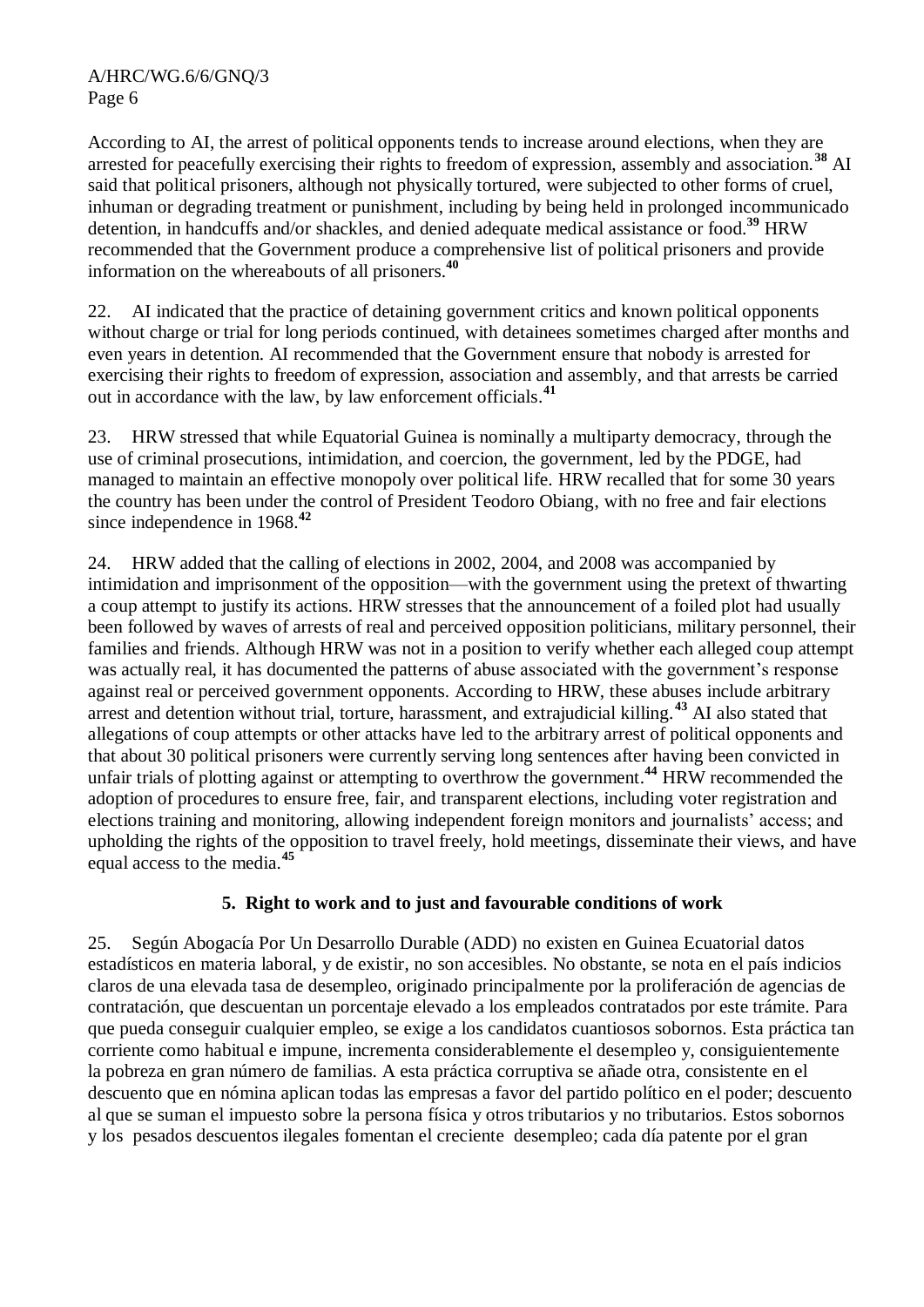According to AI, the arrest of political opponents tends to increase around elections, when they are arrested for peacefully exercising their rights to freedom of expression, assembly and association.[38] AI said that political prisoners, although not physically tortured, were subjected to other forms of cruel, inhuman or degrading treatment or punishment, including by being held in prolonged incommunicado detention, in handcuffs and/or shackles, and denied adequate medical assistance or food.[39] HRW recommended that the Government produce a comprehensive list of political prisoners and provide information on the whereabouts of all prisoners.[40]

22. AI indicated that the practice of detaining government critics and known political opponents without charge or trial for long periods continued, with detainees sometimes charged after months and even years in detention. AI recommended that the Government ensure that nobody is arrested for exercising their rights to freedom of expression, association and assembly, and that arrests be carried out in accordance with the law, by law enforcement officials.[41]

23. HRW stressed that while Equatorial Guinea is nominally a multiparty democracy, through the use of criminal prosecutions, intimidation, and coercion, the government, led by the PDGE, had managed to maintain an effective monopoly over political life. HRW recalled that for some 30 years the country has been under the control of President Teodoro Obiang, with no free and fair elections since independence in 1968.[42]

24. HRW added that the calling of elections in 2002, 2004, and 2008 was accompanied by intimidation and imprisonment of the opposition—with the government using the pretext of thwarting a coup attempt to justify its actions. HRW stresses that the announcement of a foiled plot had usually been followed by waves of arrests of real and perceived opposition politicians, military personnel, their families and friends. Although HRW was not in a position to verify whether each alleged coup attempt was actually real, it has documented the patterns of abuse associated with the government's response against real or perceived government opponents. According to HRW, these abuses include arbitrary arrest and detention without trial, torture, harassment, and extrajudicial killing.[43] AI also stated that allegations of coup attempts or other attacks have led to the arbitrary arrest of political opponents and that about 30 political prisoners were currently serving long sentences after having been convicted in unfair trials of plotting against or attempting to overthrow the government.[44] HRW recommended the adoption of procedures to ensure free, fair, and transparent elections, including voter registration and elections training and monitoring, allowing independent foreign monitors and journalists' access; and upholding the rights of the opposition to travel freely, hold meetings, disseminate their views, and have equal access to the media.[45]

### 5. Right to work and to just and favourable conditions of work

25. Según Abogacía Por Un Desarrollo Durable (ADD) no existen en Guinea Ecuatorial datos estadísticos en materia laboral, y de existir, no son accesibles. No obstante, se nota en el país indicios claros de una elevada tasa de desempleo, originado principalmente por la proliferación de agencias de contratación, que descuentan un porcentaje elevado a los empleados contratados por este trámite. Para que pueda conseguir cualquier empleo, se exige a los candidatos cuantiosos sobornos. Esta práctica tan corriente como habitual e impune, incrementa considerablemente el desempleo y, consiguientemente la pobreza en gran número de familias. A esta práctica corruptiva se añade otra, consistente en el descuento que en nómina aplican todas las empresas a favor del partido político en el poder; descuento al que se suman el impuesto sobre la persona física y otros tributarios y no tributarios. Estos sobornos y los pesados descuentos ilegales fomentan el creciente desempleo; cada día patente por el gran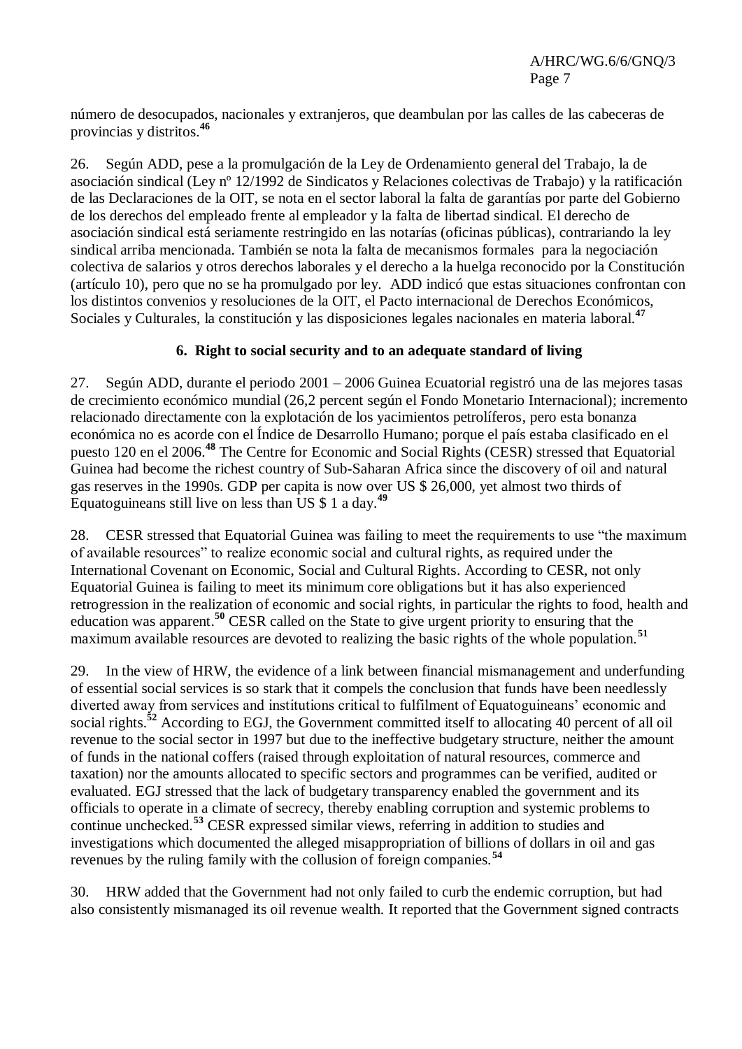número de desocupados, nacionales y extranjeros, que deambulan por las calles de las cabeceras de provincias y distritos.[46]

26. Según ADD, pese a la promulgación de la Ley de Ordenamiento general del Trabajo, la de asociación sindical (Ley nº 12/1992 de Sindicatos y Relaciones colectivas de Trabajo) y la ratificación de las Declaraciones de la OIT, se nota en el sector laboral la falta de garantías por parte del Gobierno de los derechos del empleado frente al empleador y la falta de libertad sindical. El derecho de asociación sindical está seriamente restringido en las notarías (oficinas públicas), contrariando la ley sindical arriba mencionada. También se nota la falta de mecanismos formales para la negociación colectiva de salarios y otros derechos laborales y el derecho a la huelga reconocido por la Constitución (artículo 10), pero que no se ha promulgado por ley. ADD indicó que estas situaciones confrontan con los distintos convenios y resoluciones de la OIT, el Pacto internacional de Derechos Económicos, Sociales y Culturales, la constitución y las disposiciones legales nacionales en materia laboral.[47]

### 6. Right to social security and to an adequate standard of living

27. Según ADD, durante el periodo 2001 – 2006 Guinea Ecuatorial registró una de las mejores tasas de crecimiento económico mundial (26,2 percent según el Fondo Monetario Internacional); incremento relacionado directamente con la explotación de los yacimientos petrolíferos, pero esta bonanza económica no es acorde con el Índice de Desarrollo Humano; porque el país estaba clasificado en el puesto 120 en el 2006.[48] The Centre for Economic and Social Rights (CESR) stressed that Equatorial Guinea had become the richest country of Sub-Saharan Africa since the discovery of oil and natural gas reserves in the 1990s. GDP per capita is now over US $ 26,000, yet almost two thirds of Equatoguineans still live on less than US $ 1 a day.[49]

28. CESR stressed that Equatorial Guinea was failing to meet the requirements to use "the maximum of available resources" to realize economic social and cultural rights, as required under the International Covenant on Economic, Social and Cultural Rights. According to CESR, not only Equatorial Guinea is failing to meet its minimum core obligations but it has also experienced retrogression in the realization of economic and social rights, in particular the rights to food, health and education was apparent.[50] CESR called on the State to give urgent priority to ensuring that the maximum available resources are devoted to realizing the basic rights of the whole population.[51]

29. In the view of HRW, the evidence of a link between financial mismanagement and underfunding of essential social services is so stark that it compels the conclusion that funds have been needlessly diverted away from services and institutions critical to fulfilment of Equatoguineans' economic and social rights.[52] According to EGJ, the Government committed itself to allocating 40 percent of all oil revenue to the social sector in 1997 but due to the ineffective budgetary structure, neither the amount of funds in the national coffers (raised through exploitation of natural resources, commerce and taxation) nor the amounts allocated to specific sectors and programmes can be verified, audited or evaluated. EGJ stressed that the lack of budgetary transparency enabled the government and its officials to operate in a climate of secrecy, thereby enabling corruption and systemic problems to continue unchecked.[53] CESR expressed similar views, referring in addition to studies and investigations which documented the alleged misappropriation of billions of dollars in oil and gas revenues by the ruling family with the collusion of foreign companies.[54]

30. HRW added that the Government had not only failed to curb the endemic corruption, but had also consistently mismanaged its oil revenue wealth. It reported that the Government signed contracts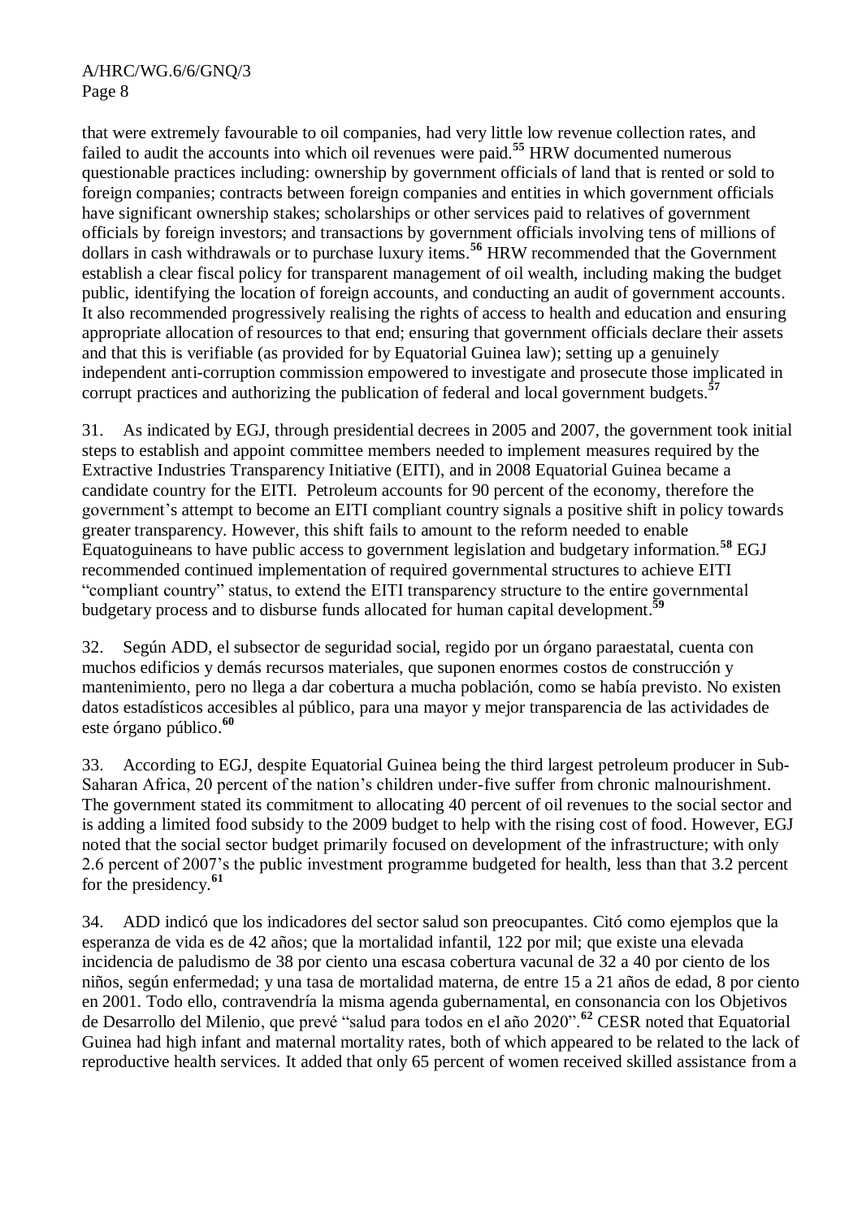that were extremely favourable to oil companies, had very little low revenue collection rates, and failed to audit the accounts into which oil revenues were paid.[55] HRW documented numerous questionable practices including: ownership by government officials of land that is rented or sold to foreign companies; contracts between foreign companies and entities in which government officials have significant ownership stakes; scholarships or other services paid to relatives of government officials by foreign investors; and transactions by government officials involving tens of millions of dollars in cash withdrawals or to purchase luxury items.[56] HRW recommended that the Government establish a clear fiscal policy for transparent management of oil wealth, including making the budget public, identifying the location of foreign accounts, and conducting an audit of government accounts. It also recommended progressively realising the rights of access to health and education and ensuring appropriate allocation of resources to that end; ensuring that government officials declare their assets and that this is verifiable (as provided for by Equatorial Guinea law); setting up a genuinely independent anti-corruption commission empowered to investigate and prosecute those implicated in corrupt practices and authorizing the publication of federal and local government budgets.[57]

31. As indicated by EGJ, through presidential decrees in 2005 and 2007, the government took initial steps to establish and appoint committee members needed to implement measures required by the Extractive Industries Transparency Initiative (EITI), and in 2008 Equatorial Guinea became a candidate country for the EITI. Petroleum accounts for 90 percent of the economy, therefore the government's attempt to become an EITI compliant country signals a positive shift in policy towards greater transparency. However, this shift fails to amount to the reform needed to enable Equatoguineans to have public access to government legislation and budgetary information.[58] EGJ recommended continued implementation of required governmental structures to achieve EITI "compliant country" status, to extend the EITI transparency structure to the entire governmental budgetary process and to disburse funds allocated for human capital development.[59]

32. Según ADD, el subsector de seguridad social, regido por un órgano paraestatal, cuenta con muchos edificios y demás recursos materiales, que suponen enormes costos de construcción y mantenimiento, pero no llega a dar cobertura a mucha población, como se había previsto. No existen datos estadísticos accesibles al público, para una mayor y mejor transparencia de las actividades de este órgano público.[60]

33. According to EGJ, despite Equatorial Guinea being the third largest petroleum producer in Sub-Saharan Africa, 20 percent of the nation's children under-five suffer from chronic malnourishment. The government stated its commitment to allocating 40 percent of oil revenues to the social sector and is adding a limited food subsidy to the 2009 budget to help with the rising cost of food. However, EGJ noted that the social sector budget primarily focused on development of the infrastructure; with only 2.6 percent of 2007's the public investment programme budgeted for health, less than that 3.2 percent for the presidency.[61]

34. ADD indicó que los indicadores del sector salud son preocupantes. Citó como ejemplos que la esperanza de vida es de 42 años; que la mortalidad infantil, 122 por mil; que existe una elevada incidencia de paludismo de 38 por ciento una escasa cobertura vacunal de 32 a 40 por ciento de los niños, según enfermedad; y una tasa de mortalidad materna, de entre 15 a 21 años de edad, 8 por ciento en 2001. Todo ello, contravendría la misma agenda gubernamental, en consonancia con los Objetivos de Desarrollo del Milenio, que prevé "salud para todos en el año 2020".[62] CESR noted that Equatorial Guinea had high infant and maternal mortality rates, both of which appeared to be related to the lack of reproductive health services. It added that only 65 percent of women received skilled assistance from a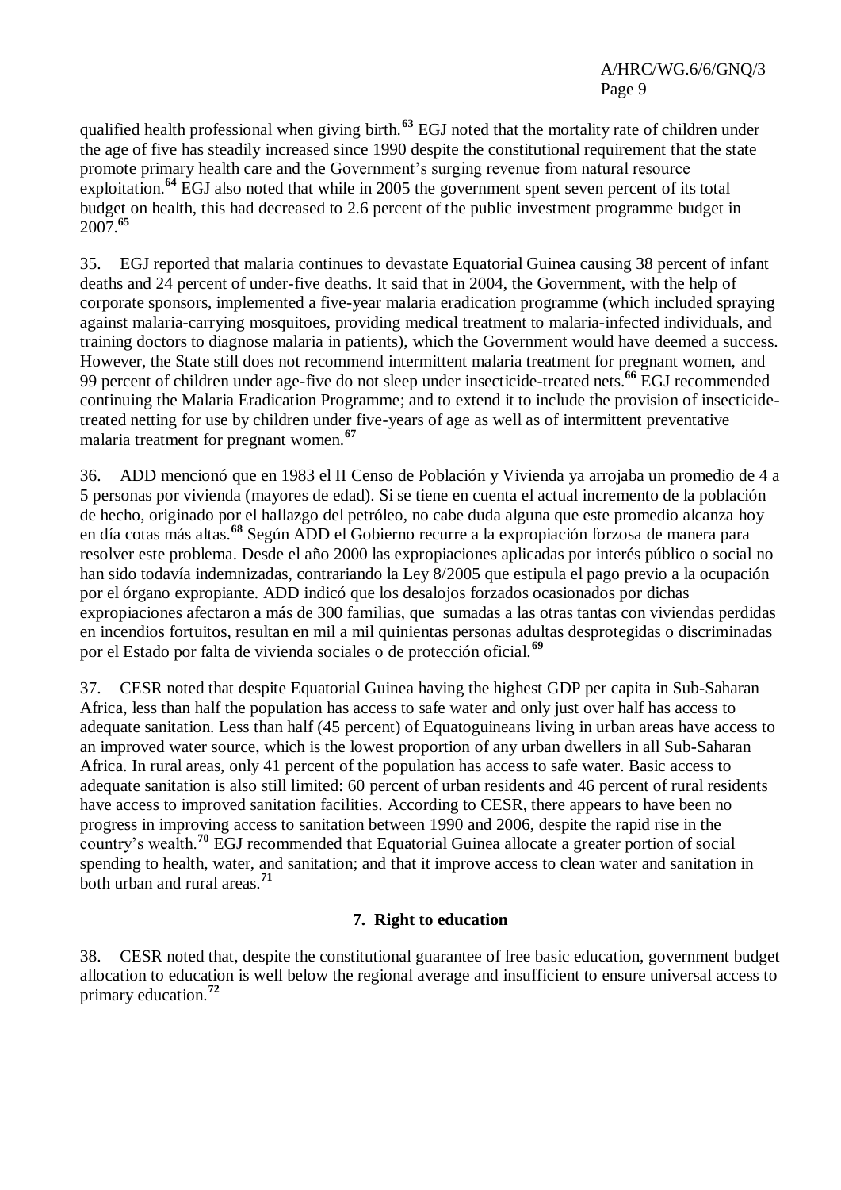qualified health professional when giving birth.[63] EGJ noted that the mortality rate of children under the age of five has steadily increased since 1990 despite the constitutional requirement that the state promote primary health care and the Government's surging revenue from natural resource exploitation.[64] EGJ also noted that while in 2005 the government spent seven percent of its total budget on health, this had decreased to 2.6 percent of the public investment programme budget in 2007.[65]

35. EGJ reported that malaria continues to devastate Equatorial Guinea causing 38 percent of infant deaths and 24 percent of under-five deaths. It said that in 2004, the Government, with the help of corporate sponsors, implemented a five-year malaria eradication programme (which included spraying against malaria-carrying mosquitoes, providing medical treatment to malaria-infected individuals, and training doctors to diagnose malaria in patients), which the Government would have deemed a success. However, the State still does not recommend intermittent malaria treatment for pregnant women, and 99 percent of children under age-five do not sleep under insecticide-treated nets.[66] EGJ recommended continuing the Malaria Eradication Programme; and to extend it to include the provision of insecticide-treated netting for use by children under five-years of age as well as of intermittent preventative malaria treatment for pregnant women.[67]

36. ADD mencionó que en 1983 el II Censo de Población y Vivienda ya arrojaba un promedio de 4 a 5 personas por vivienda (mayores de edad). Si se tiene en cuenta el actual incremento de la población de hecho, originado por el hallazgo del petróleo, no cabe duda alguna que este promedio alcanza hoy en día cotas más altas.[68] Según ADD el Gobierno recurre a la expropiación forzosa de manera para resolver este problema. Desde el año 2000 las expropiaciones aplicadas por interés público o social no han sido todavía indemnizadas, contrariando la Ley 8/2005 que estipula el pago previo a la ocupación por el órgano expropiante. ADD indicó que los desalojos forzados ocasionados por dichas expropiaciones afectaron a más de 300 familias, que sumadas a las otras tantas con viviendas perdidas en incendios fortuitos, resultan en mil a mil quinientas personas adultas desprotegidas o discriminadas por el Estado por falta de vivienda sociales o de protección oficial.[69]

37. CESR noted that despite Equatorial Guinea having the highest GDP per capita in Sub-Saharan Africa, less than half the population has access to safe water and only just over half has access to adequate sanitation. Less than half (45 percent) of Equatoguineans living in urban areas have access to an improved water source, which is the lowest proportion of any urban dwellers in all Sub-Saharan Africa. In rural areas, only 41 percent of the population has access to safe water. Basic access to adequate sanitation is also still limited: 60 percent of urban residents and 46 percent of rural residents have access to improved sanitation facilities. According to CESR, there appears to have been no progress in improving access to sanitation between 1990 and 2006, despite the rapid rise in the country's wealth.[70] EGJ recommended that Equatorial Guinea allocate a greater portion of social spending to health, water, and sanitation; and that it improve access to clean water and sanitation in both urban and rural areas.[71]

### 7. Right to education

38. CESR noted that, despite the constitutional guarantee of free basic education, government budget allocation to education is well below the regional average and insufficient to ensure universal access to primary education.[72]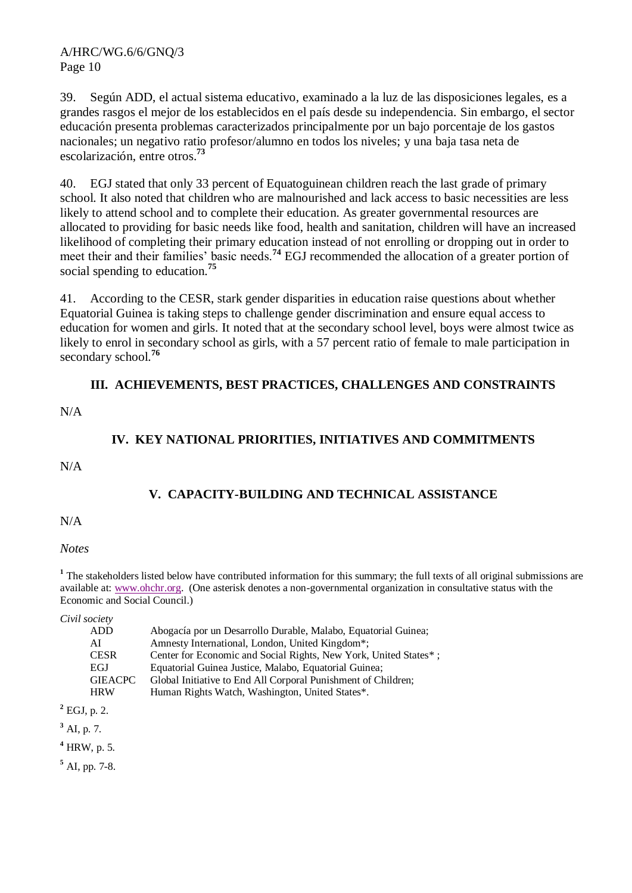39. Según ADD, el actual sistema educativo, examinado a la luz de las disposiciones legales, es a grandes rasgos el mejor de los establecidos en el país desde su independencia. Sin embargo, el sector educación presenta problemas caracterizados principalmente por un bajo porcentaje de los gastos nacionales; un negativo ratio profesor/alumno en todos los niveles; y una baja tasa neta de escolarización, entre otros.[73]

40. EGJ stated that only 33 percent of Equatoguinean children reach the last grade of primary school. It also noted that children who are malnourished and lack access to basic necessities are less likely to attend school and to complete their education. As greater governmental resources are allocated to providing for basic needs like food, health and sanitation, children will have an increased likelihood of completing their primary education instead of not enrolling or dropping out in order to meet their and their families' basic needs.[74] EGJ recommended the allocation of a greater portion of social spending to education.[75]

41. According to the CESR, stark gender disparities in education raise questions about whether Equatorial Guinea is taking steps to challenge gender discrimination and ensure equal access to education for women and girls. It noted that at the secondary school level, boys were almost twice as likely to enrol in secondary school as girls, with a 57 percent ratio of female to male participation in secondary school.[76]

## III. ACHIEVEMENTS, BEST PRACTICES, CHALLENGES AND CONSTRAINTS

N/A

## IV. KEY NATIONAL PRIORITIES, INITIATIVES AND COMMITMENTS

N/A

## V. CAPACITY-BUILDING AND TECHNICAL ASSISTANCE

N/A

*Notes*

[1] The stakeholders listed below have contributed information for this summary; the full texts of all original submissions are available at: www.ohchr.org. (One asterisk denotes a non-governmental organization in consultative status with the Economic and Social Council.)

*Civil society*

| | |
|---|---|
| ADD | Abogacía por un Desarrollo Durable, Malabo, Equatorial Guinea; |
| AI | Amnesty International, London, United Kingdom*; |
| CESR | Center for Economic and Social Rights, New York, United States* ; |
| EGJ | Equatorial Guinea Justice, Malabo, Equatorial Guinea; |
| GIEACPC | Global Initiative to End All Corporal Punishment of Children; |
| HRW | Human Rights Watch, Washington, United States*. |

[2] EGJ, p. 2.

[3] AI, p. 7.

[4] HRW, p. 5.

[5] AI, pp. 7-8.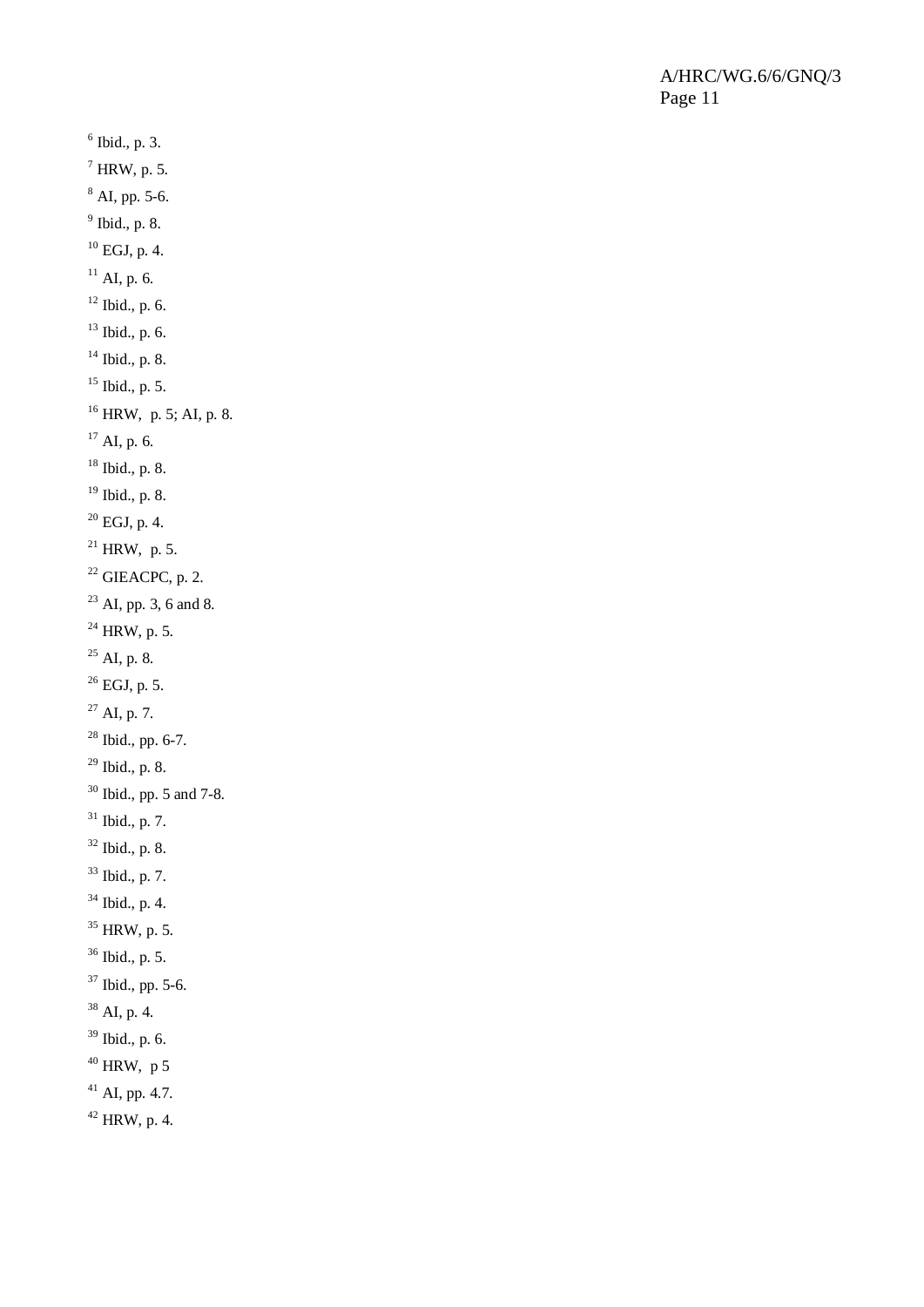[6] Ibid., p. 3.

[7] HRW, p. 5.

[8] AI, pp. 5-6.

[9] Ibid., p. 8.

[10] EGJ, p. 4.

[11] AI, p. 6.

[12] Ibid., p. 6.

[13] Ibid., p. 6.

[14] Ibid., p. 8.

[15] Ibid., p. 5.

[16] HRW, p. 5; AI, p. 8.

[17] AI, p. 6.

[18] Ibid., p. 8.

[19] Ibid., p. 8.

[20] EGJ, p. 4.

[21] HRW, p. 5.

[22] GIEACPC, p. 2.

[23] AI, pp. 3, 6 and 8.

[24] HRW, p. 5.

[25] AI, p. 8.

[26] EGJ, p. 5.

[27] AI, p. 7.

[28] Ibid., pp. 6-7.

[29] Ibid., p. 8.

[30] Ibid., pp. 5 and 7-8.

[31] Ibid., p. 7.

[32] Ibid., p. 8.

[33] Ibid., p. 7.

[34] Ibid., p. 4.

[35] HRW, p. 5.

[36] Ibid., p. 5.

[37] Ibid., pp. 5-6.

[38] AI, p. 4.

[39] Ibid., p. 6.

[40] HRW, p 5

[41] AI, pp. 4.7.

[42] HRW, p. 4.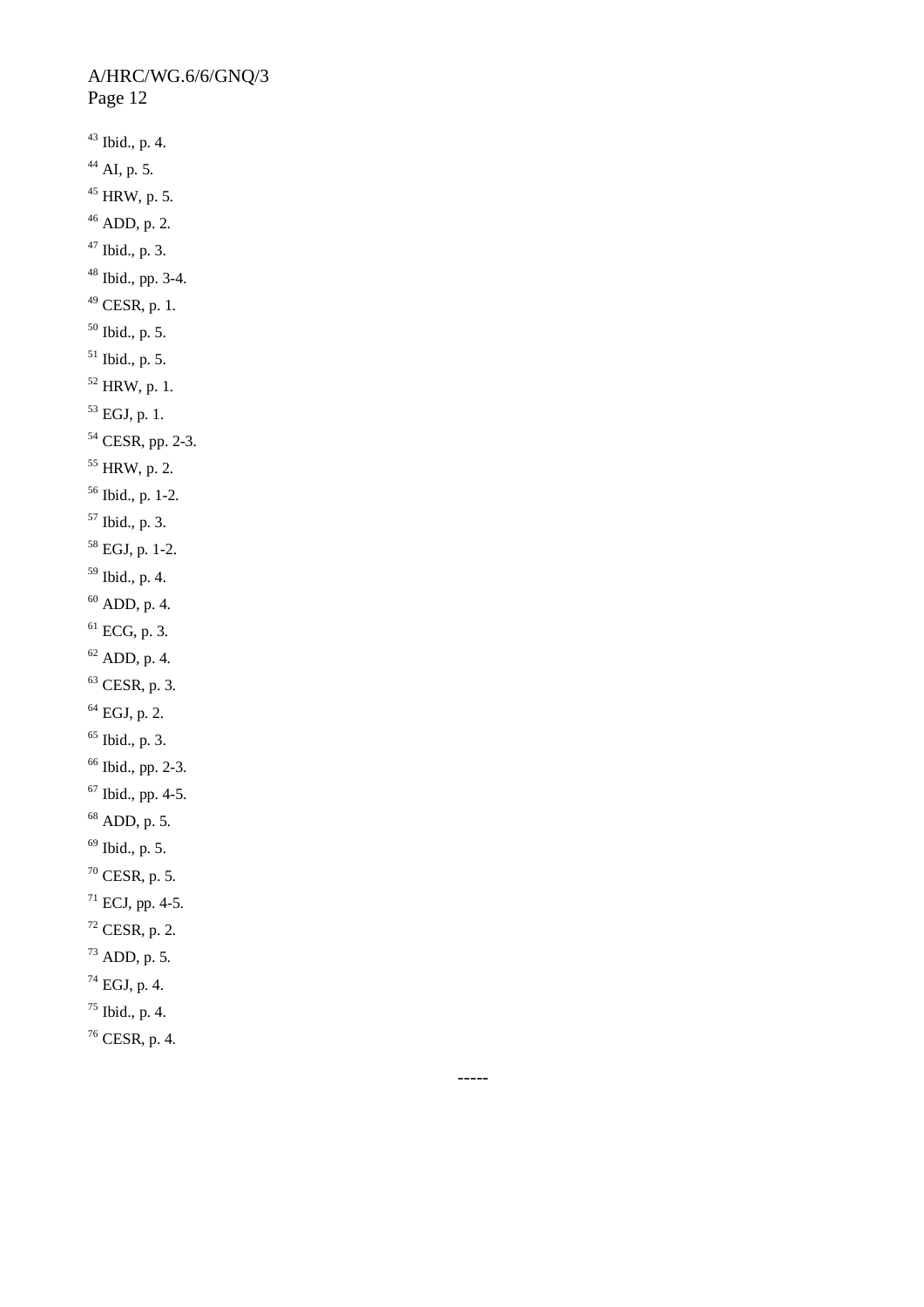[43] Ibid., p. 4.

[44] AI, p. 5.

[45] HRW, p. 5.

[46] ADD, p. 2.

[47] Ibid., p. 3.

[48] Ibid., pp. 3-4.

[49] CESR, p. 1.

[50] Ibid., p. 5.

[51] Ibid., p. 5.

[52] HRW, p. 1.

[53] EGJ, p. 1.

[54] CESR, pp. 2-3.

[55] HRW, p. 2.

[56] Ibid., p. 1-2.

[57] Ibid., p. 3.

[58] EGJ, p. 1-2.

[59] Ibid., p. 4.

[60] ADD, p. 4.

[61] ECG, p. 3.

[62] ADD, p. 4.

[63] CESR, p. 3.

[64] EGJ, p. 2.

[65] Ibid., p. 3.

[66] Ibid., pp. 2-3.

[67] Ibid., pp. 4-5.

[68] ADD, p. 5.

[69] Ibid., p. 5.

[70] CESR, p. 5.

[71] ECJ, pp. 4-5.

[72] CESR, p. 2.

[73] ADD, p. 5.

[74] EGJ, p. 4.

[75] Ibid., p. 4.

[76] CESR, p. 4.

-----